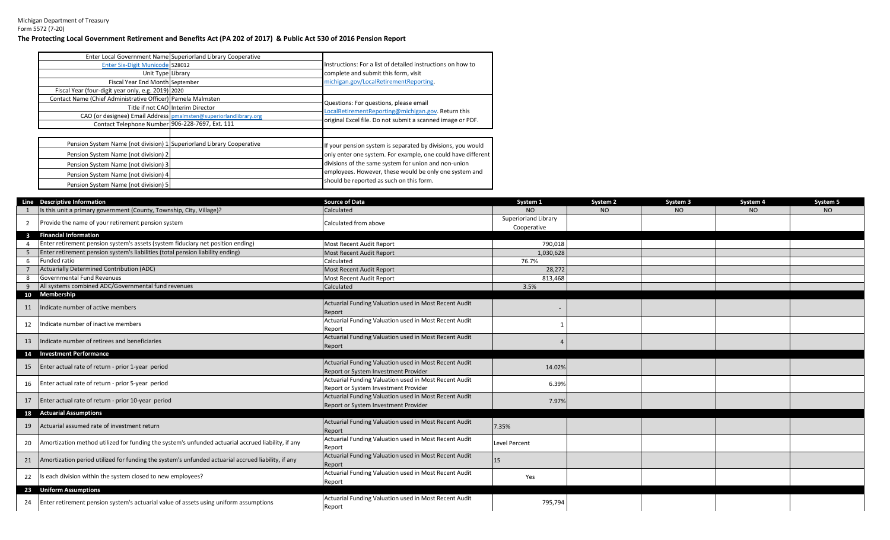Michigan Department of Treasury
Form 5572 (7-20)

**The Protecting Local Government Retirement and Benefits Act (PA 202 of 2017) & Public Act 530 of 2016 Pension Report**

| | |
|---|---|
| Enter Local Government Name | Superiorland Library Cooperative |
| Enter Six-Digit Municode | 528012 |
| Unit Type | Library |
| Fiscal Year End Month | September |
| Fiscal Year (four-digit year only, e.g. 2019) | 2020 |
| Contact Name (Chief Administrative Officer) | Pamela Malmsten |
| Title if not CAO | Interim Director |
| CAO (or designee) Email Address | pmalmsten@superiorlandlibrary.org |
| Contact Telephone Number | 906-228-7697, Ext. 111 |

Instructions: For a list of detailed instructions on how to complete and submit this form, visit michigan.gov/LocalRetirementReporting.

Questions: For questions, please email LocalRetirementReporting@michigan.gov. Return this original Excel file. Do not submit a scanned image or PDF.

| | |
|---|---|
| Pension System Name (not division) 1 | Superiorland Library Cooperative |
| Pension System Name (not division) 2 | |
| Pension System Name (not division) 3 | |
| Pension System Name (not division) 4 | |
| Pension System Name (not division) 5 | |

If your pension system is separated by divisions, you would only enter one system. For example, one could have different divisions of the same system for union and non-union employees. However, these would be only one system and should be reported as such on this form.

| Line | Descriptive Information | Source of Data | System 1 | System 2 | System 3 | System 4 | System 5 |
|---|---|---|---|---|---|---|---|
| 1 | Is this unit a primary government (County, Township, City, Village)? | Calculated | NO | NO | NO | NO | NO |
| 2 | Provide the name of your retirement pension system | Calculated from above | Superiorland Library Cooperative | | | | |
| 3 | **Financial Information** | | | | | | |
| 4 | Enter retirement pension system's assets (system fiduciary net position ending) | Most Recent Audit Report | 790,018 | | | | |
| 5 | Enter retirement pension system's liabilities (total pension liability ending) | Most Recent Audit Report | 1,030,628 | | | | |
| 6 | Funded ratio | Calculated | 76.7% | | | | |
| 7 | Actuarially Determined Contribution (ADC) | Most Recent Audit Report | 28,272 | | | | |
| 8 | Governmental Fund Revenues | Most Recent Audit Report | 813,468 | | | | |
| 9 | All systems combined ADC/Governmental fund revenues | Calculated | 3.5% | | | | |
| 10 | **Membership** | | | | | | |
| 11 | Indicate number of active members | Actuarial Funding Valuation used in Most Recent Audit Report | - | | | | |
| 12 | Indicate number of inactive members | Actuarial Funding Valuation used in Most Recent Audit Report | 1 | | | | |
| 13 | Indicate number of retirees and beneficiaries | Actuarial Funding Valuation used in Most Recent Audit Report | 4 | | | | |
| 14 | **Investment Performance** | | | | | | |
| 15 | Enter actual rate of return - prior 1-year period | Actuarial Funding Valuation used in Most Recent Audit Report or System Investment Provider | 14.02% | | | | |
| 16 | Enter actual rate of return - prior 5-year period | Actuarial Funding Valuation used in Most Recent Audit Report or System Investment Provider | 6.39% | | | | |
| 17 | Enter actual rate of return - prior 10-year period | Actuarial Funding Valuation used in Most Recent Audit Report or System Investment Provider | 7.97% | | | | |
| 18 | **Actuarial Assumptions** | | | | | | |
| 19 | Actuarial assumed rate of investment return | Actuarial Funding Valuation used in Most Recent Audit Report | 7.35% | | | | |
| 20 | Amortization method utilized for funding the system's unfunded actuarial accrued liability, if any | Actuarial Funding Valuation used in Most Recent Audit Report | Level Percent | | | | |
| 21 | Amortization period utilized for funding the system's unfunded actuarial accrued liability, if any | Actuarial Funding Valuation used in Most Recent Audit Report | 15 | | | | |
| 22 | Is each division within the system closed to new employees? | Actuarial Funding Valuation used in Most Recent Audit Report | Yes | | | | |
| 23 | **Uniform Assumptions** | | | | | | |
| 24 | Enter retirement pension system's actuarial value of assets using uniform assumptions | Actuarial Funding Valuation used in Most Recent Audit Report | 795,794 | | | | |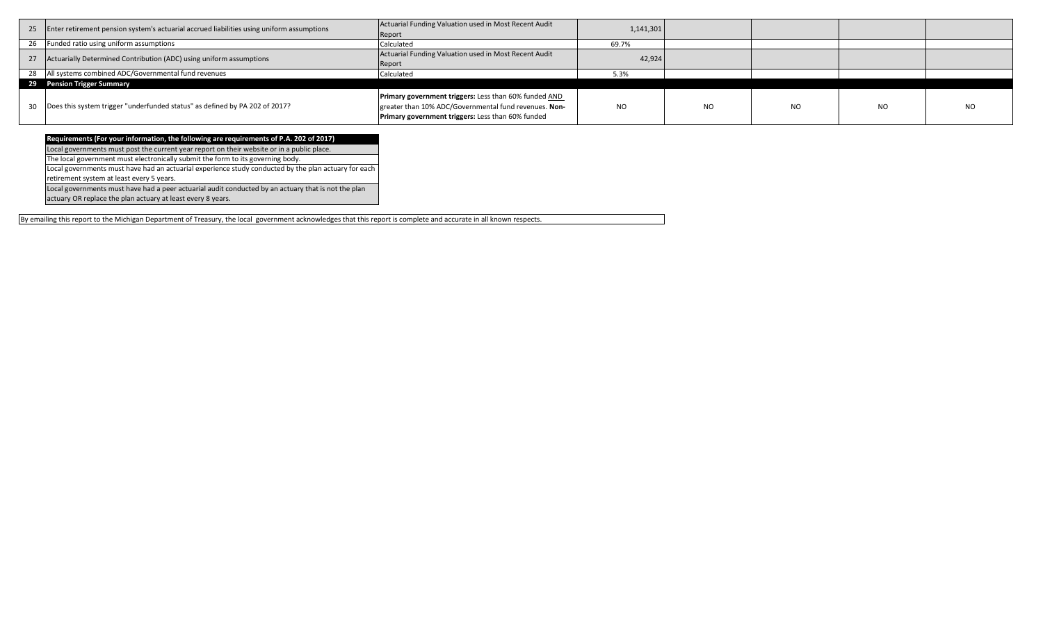| | | | | | | | |
|---|---|---|---|---|---|---|---|
| 25 | Enter retirement pension system's actuarial accrued liabilities using uniform assumptions | Actuarial Funding Valuation used in Most Recent Audit Report | 1,141,301 | | | | |
| 26 | Funded ratio using uniform assumptions | Calculated | 69.7% | | | | |
| 27 | Actuarially Determined Contribution (ADC) using uniform assumptions | Actuarial Funding Valuation used in Most Recent Audit Report | 42,924 | | | | |
| 28 | All systems combined ADC/Governmental fund revenues | Calculated | 5.3% | | | | |
| **29** | **Pension Trigger Summary** | | | | | | |
| 30 | Does this system trigger "underfunded status" as defined by PA 202 of 2017? | **Primary government triggers:** Less than 60% funded AND greater than 10% ADC/Governmental fund revenues. **Non-Primary government triggers:** Less than 60% funded | NO | NO | NO | NO | NO |

| **Requirements (For your information, the following are requirements of P.A. 202 of 2017)** |
|---|
| Local governments must post the current year report on their website or in a public place. |
| The local government must electronically submit the form to its governing body. |
| Local governments must have had an actuarial experience study conducted by the plan actuary for each retirement system at least every 5 years. |
| Local governments must have had a peer actuarial audit conducted by an actuary that is not the plan actuary OR replace the plan actuary at least every 8 years. |

By emailing this report to the Michigan Department of Treasury, the local government acknowledges that this report is complete and accurate in all known respects.